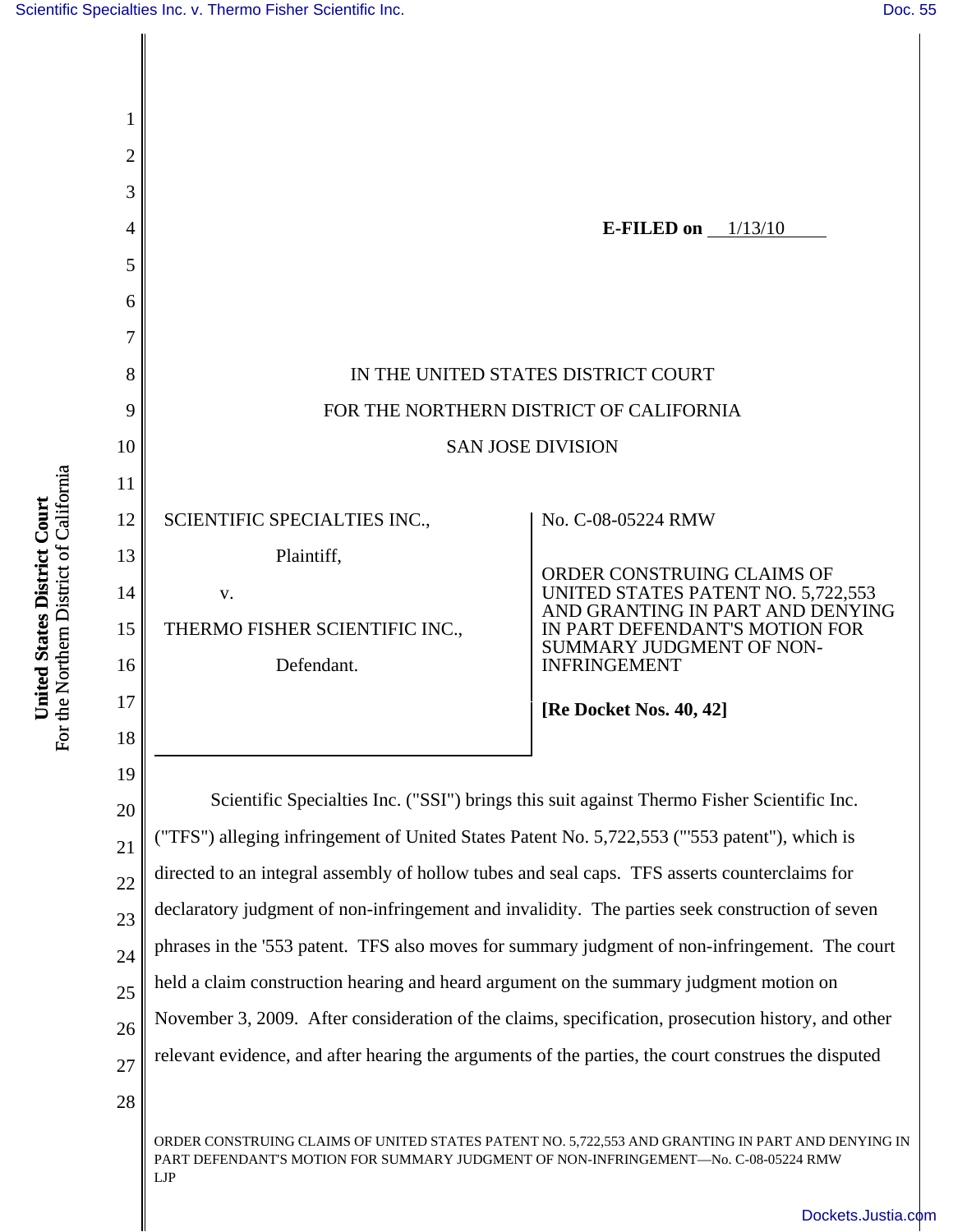E-FILED on 1/13/10

IN THE UNITED STATES DISTRICT COURT

FOR THE NORTHERN DISTRICT OF CALIFORNIA

SAN JOSE DIVISION

SCIENTIFIC SPECIALTIES INC.,

Plaintiff,

v.

THERMO FISHER SCIENTIFIC INC.,

Defendant.

No. C-08-05224 RMW

ORDER CONSTRUING CLAIMS OF UNITED STATES PATENT NO. 5,722,553 AND GRANTING IN PART AND DENYING IN PART DEFENDANT'S MOTION FOR SUMMARY JUDGMENT OF NON-INFRINGEMENT

**[Re Docket Nos. 40, 42]**

Scientific Specialties Inc. ("SSI") brings this suit against Thermo Fisher Scientific Inc. ("TFS") alleging infringement of United States Patent No. 5,722,553 ("'553 patent"), which is directed to an integral assembly of hollow tubes and seal caps. TFS asserts counterclaims for declaratory judgment of non-infringement and invalidity. The parties seek construction of seven phrases in the '553 patent. TFS also moves for summary judgment of non-infringement. The court held a claim construction hearing and heard argument on the summary judgment motion on November 3, 2009. After consideration of the claims, specification, prosecution history, and other relevant evidence, and after hearing the arguments of the parties, the court construes the disputed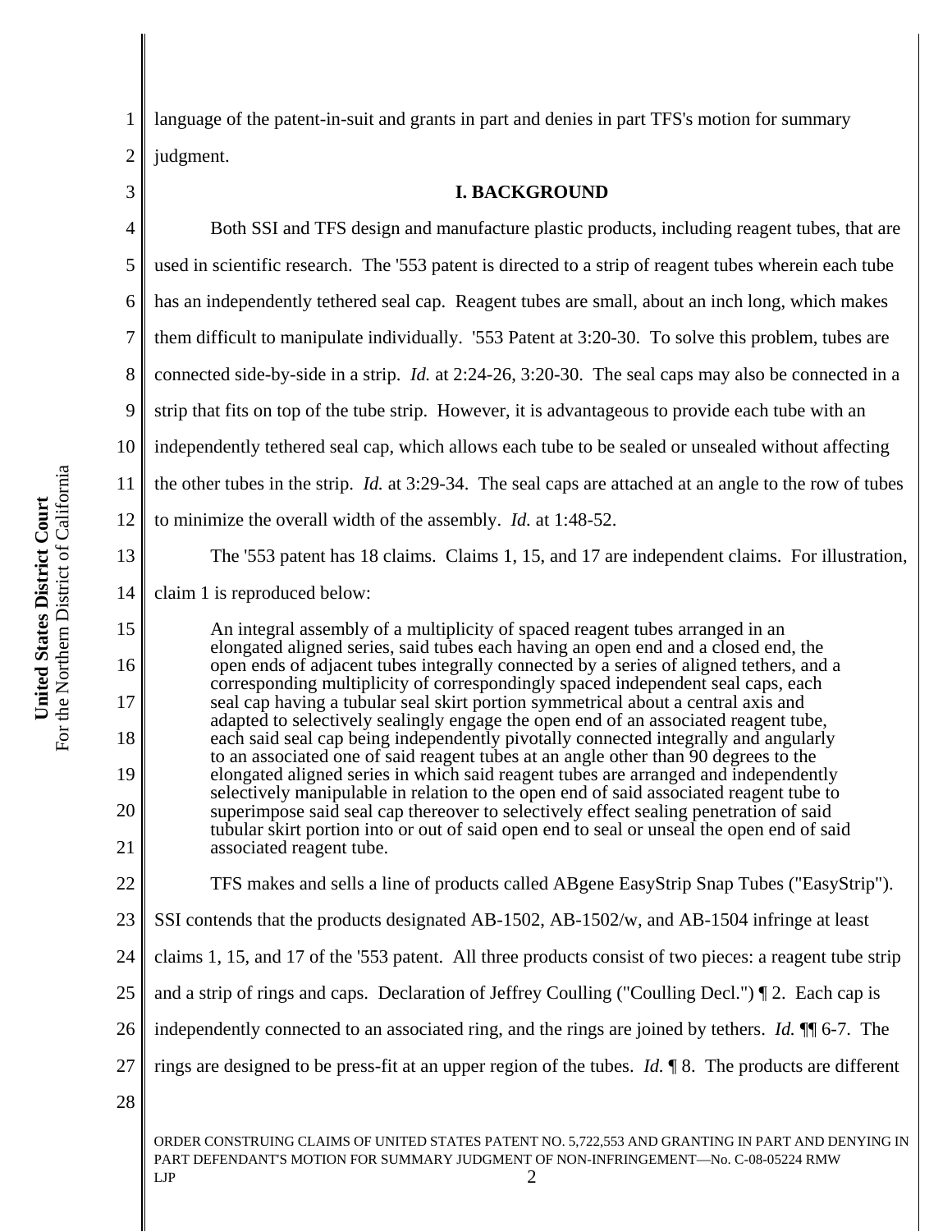language of the patent-in-suit and grants in part and denies in part TFS's motion for summary judgment.

## I. BACKGROUND

Both SSI and TFS design and manufacture plastic products, including reagent tubes, that are used in scientific research. The '553 patent is directed to a strip of reagent tubes wherein each tube has an independently tethered seal cap. Reagent tubes are small, about an inch long, which makes them difficult to manipulate individually. '553 Patent at 3:20-30. To solve this problem, tubes are connected side-by-side in a strip. *Id.* at 2:24-26, 3:20-30. The seal caps may also be connected in a strip that fits on top of the tube strip. However, it is advantageous to provide each tube with an independently tethered seal cap, which allows each tube to be sealed or unsealed without affecting the other tubes in the strip. *Id.* at 3:29-34. The seal caps are attached at an angle to the row of tubes to minimize the overall width of the assembly. *Id.* at 1:48-52.

The '553 patent has 18 claims. Claims 1, 15, and 17 are independent claims. For illustration, claim 1 is reproduced below:

> An integral assembly of a multiplicity of spaced reagent tubes arranged in an elongated aligned series, said tubes each having an open end and a closed end, the open ends of adjacent tubes integrally connected by a series of aligned tethers, and a corresponding multiplicity of correspondingly spaced independent seal caps, each seal cap having a tubular seal skirt portion symmetrical about a central axis and adapted to selectively sealingly engage the open end of an associated reagent tube, each said seal cap being independently pivotally connected integrally and angularly to an associated one of said reagent tubes at an angle other than 90 degrees to the elongated aligned series in which said reagent tubes are arranged and independently selectively manipulable in relation to the open end of said associated reagent tube to superimpose said seal cap thereover to selectively effect sealing penetration of said tubular skirt portion into or out of said open end to seal or unseal the open end of said associated reagent tube.

TFS makes and sells a line of products called ABgene EasyStrip Snap Tubes ("EasyStrip"). SSI contends that the products designated AB-1502, AB-1502/w, and AB-1504 infringe at least claims 1, 15, and 17 of the '553 patent. All three products consist of two pieces: a reagent tube strip and a strip of rings and caps. Declaration of Jeffrey Coulling ("Coulling Decl.") ¶ 2. Each cap is independently connected to an associated ring, and the rings are joined by tethers. *Id.* ¶¶ 6-7. The rings are designed to be press-fit at an upper region of the tubes. *Id.* ¶ 8. The products are different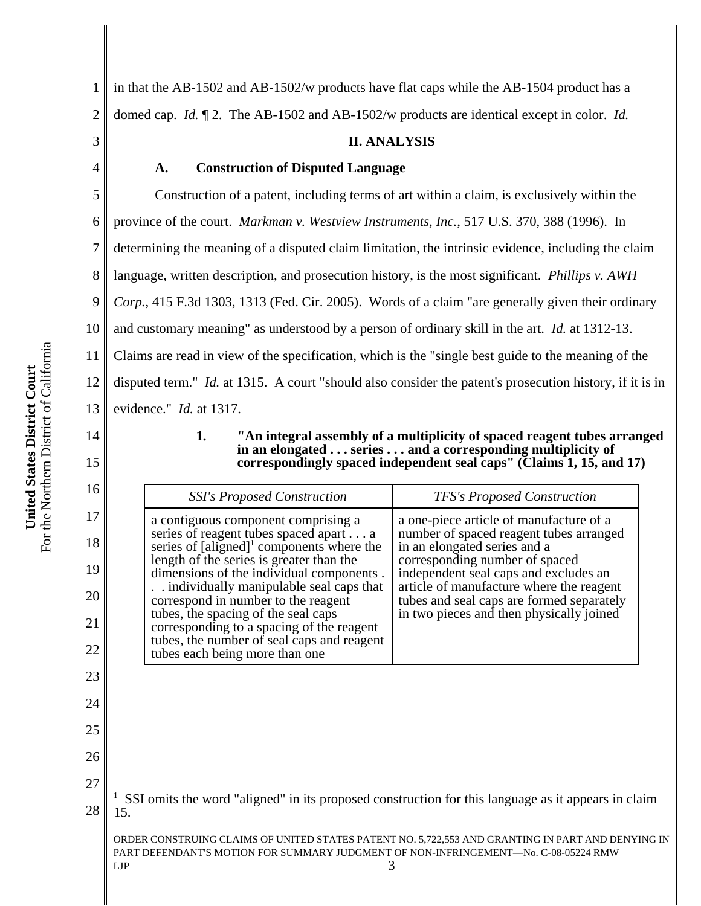in that the AB-1502 and AB-1502/w products have flat caps while the AB-1504 product has a domed cap. *Id.* ¶ 2. The AB-1502 and AB-1502/w products are identical except in color. *Id.*

## II. ANALYSIS

### A. Construction of Disputed Language

Construction of a patent, including terms of art within a claim, is exclusively within the province of the court. *Markman v. Westview Instruments, Inc.*, 517 U.S. 370, 388 (1996). In determining the meaning of a disputed claim limitation, the intrinsic evidence, including the claim language, written description, and prosecution history, is the most significant. *Phillips v. AWH Corp.*, 415 F.3d 1303, 1313 (Fed. Cir. 2005). Words of a claim "are generally given their ordinary and customary meaning" as understood by a person of ordinary skill in the art. *Id.* at 1312-13. Claims are read in view of the specification, which is the "single best guide to the meaning of the disputed term." *Id.* at 1315. A court "should also consider the patent's prosecution history, if it is in evidence." *Id.* at 1317.

#### 1. "An integral assembly of a multiplicity of spaced reagent tubes arranged in an elongated . . . series . . . and a corresponding multiplicity of correspondingly spaced independent seal caps" (Claims 1, 15, and 17)

| *SSI's Proposed Construction* | *TFS's Proposed Construction* |
|---|---|
| a contiguous component comprising a series of reagent tubes spaced apart . . . a series of [aligned][1] components where the length of the series is greater than the dimensions of the individual components . . . individually manipulable seal caps that correspond in number to the reagent tubes, the spacing of the seal caps corresponding to a spacing of the reagent tubes, the number of seal caps and reagent tubes each being more than one | a one-piece article of manufacture of a number of spaced reagent tubes arranged in an elongated series and a corresponding number of spaced independent seal caps and excludes an article of manufacture where the reagent tubes and seal caps are formed separately in two pieces and then physically joined |

[1] SSI omits the word "aligned" in its proposed construction for this language as it appears in claim 15.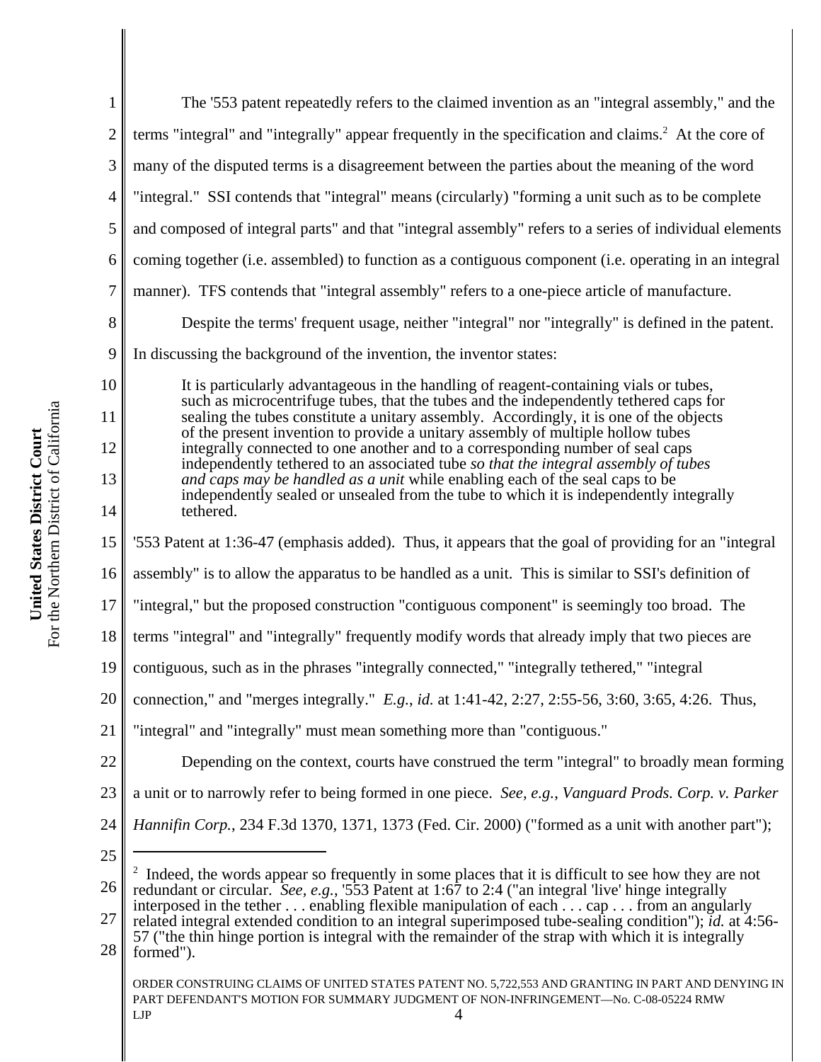The '553 patent repeatedly refers to the claimed invention as an "integral assembly," and the terms "integral" and "integrally" appear frequently in the specification and claims.[2] At the core of many of the disputed terms is a disagreement between the parties about the meaning of the word "integral." SSI contends that "integral" means (circularly) "forming a unit such as to be complete and composed of integral parts" and that "integral assembly" refers to a series of individual elements coming together (i.e. assembled) to function as a contiguous component (i.e. operating in an integral manner). TFS contends that "integral assembly" refers to a one-piece article of manufacture.

Despite the terms' frequent usage, neither "integral" nor "integrally" is defined in the patent. In discussing the background of the invention, the inventor states:

> It is particularly advantageous in the handling of reagent-containing vials or tubes, such as microcentrifuge tubes, that the tubes and the independently tethered caps for sealing the tubes constitute a unitary assembly. Accordingly, it is one of the objects of the present invention to provide a unitary assembly of multiple hollow tubes integrally connected to one another and to a corresponding number of seal caps independently tethered to an associated tube *so that the integral assembly of tubes and caps may be handled as a unit* while enabling each of the seal caps to be independently sealed or unsealed from the tube to which it is independently integrally tethered.

'553 Patent at 1:36-47 (emphasis added). Thus, it appears that the goal of providing for an "integral assembly" is to allow the apparatus to be handled as a unit. This is similar to SSI's definition of "integral," but the proposed construction "contiguous component" is seemingly too broad. The terms "integral" and "integrally" frequently modify words that already imply that two pieces are contiguous, such as in the phrases "integrally connected," "integrally tethered," "integral connection," and "merges integrally." *E.g.*, *id.* at 1:41-42, 2:27, 2:55-56, 3:60, 3:65, 4:26. Thus, "integral" and "integrally" must mean something more than "contiguous."

Depending on the context, courts have construed the term "integral" to broadly mean forming a unit or to narrowly refer to being formed in one piece. *See, e.g.*, *Vanguard Prods. Corp. v. Parker Hannifin Corp.*, 234 F.3d 1370, 1371, 1373 (Fed. Cir. 2000) ("formed as a unit with another part");

---

[2] Indeed, the words appear so frequently in some places that it is difficult to see how they are not redundant or circular. *See, e.g.*, '553 Patent at 1:67 to 2:4 ("an integral 'live' hinge integrally interposed in the tether . . . enabling flexible manipulation of each . . . cap . . . from an angularly related integral extended condition to an integral superimposed tube-sealing condition"); *id.* at 4:56-57 ("the thin hinge portion is integral with the remainder of the strap with which it is integrally formed").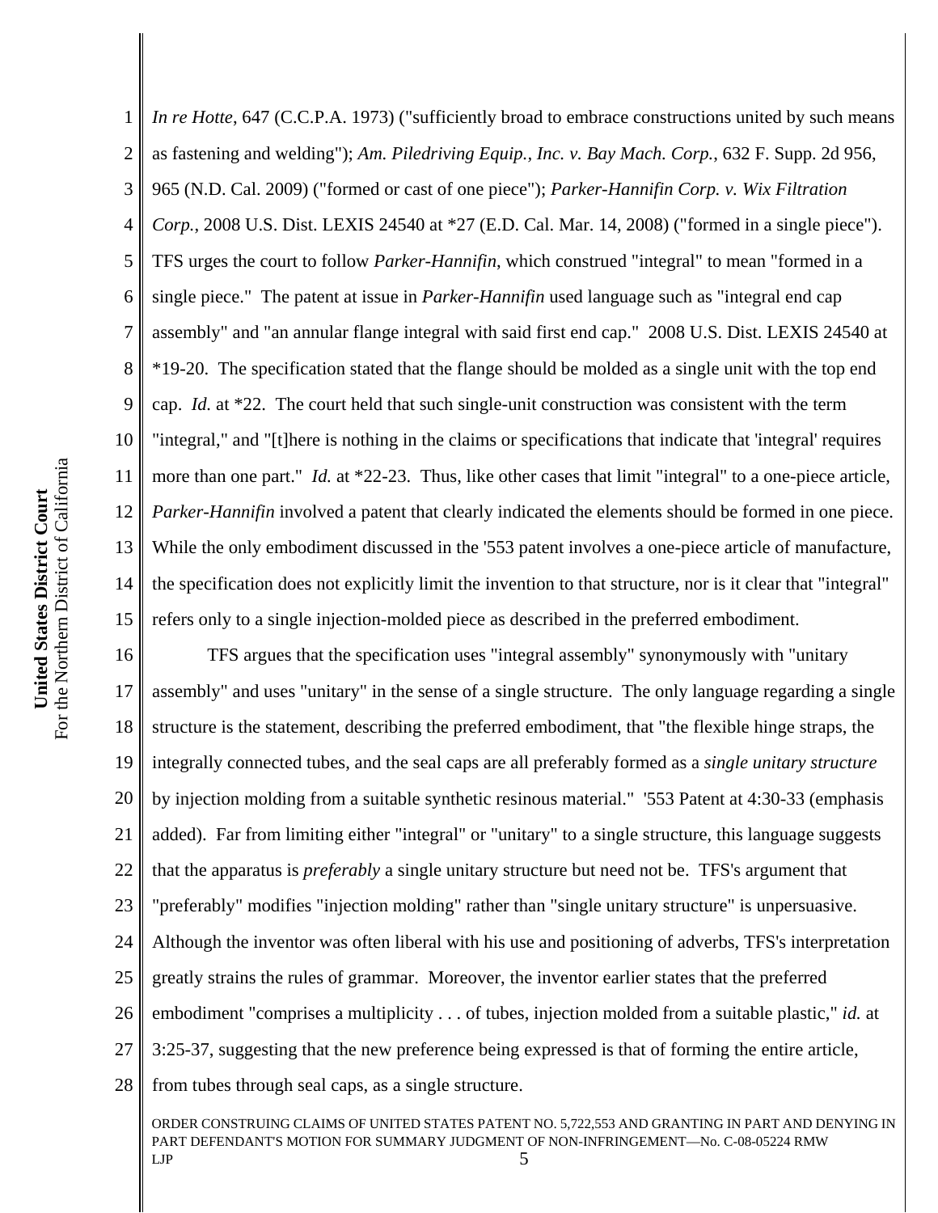*In re Hotte*, 647 (C.C.P.A. 1973) ("sufficiently broad to embrace constructions united by such means as fastening and welding"); *Am. Piledriving Equip., Inc. v. Bay Mach. Corp.*, 632 F. Supp. 2d 956, 965 (N.D. Cal. 2009) ("formed or cast of one piece"); *Parker-Hannifin Corp. v. Wix Filtration Corp.*, 2008 U.S. Dist. LEXIS 24540 at *27 (E.D. Cal. Mar. 14, 2008) ("formed in a single piece"). TFS urges the court to follow *Parker-Hannifin*, which construed "integral" to mean "formed in a single piece." The patent at issue in *Parker-Hannifin* used language such as "integral end cap assembly" and "an annular flange integral with said first end cap." 2008 U.S. Dist. LEXIS 24540 at *19-20. The specification stated that the flange should be molded as a single unit with the top end cap. *Id.* at *22. The court held that such single-unit construction was consistent with the term "integral," and "[t]here is nothing in the claims or specifications that indicate that 'integral' requires more than one part." *Id.* at *22-23. Thus, like other cases that limit "integral" to a one-piece article, *Parker-Hannifin* involved a patent that clearly indicated the elements should be formed in one piece. While the only embodiment discussed in the '553 patent involves a one-piece article of manufacture, the specification does not explicitly limit the invention to that structure, nor is it clear that "integral" refers only to a single injection-molded piece as described in the preferred embodiment.

TFS argues that the specification uses "integral assembly" synonymously with "unitary assembly" and uses "unitary" in the sense of a single structure. The only language regarding a single structure is the statement, describing the preferred embodiment, that "the flexible hinge straps, the integrally connected tubes, and the seal caps are all preferably formed as a *single unitary structure* by injection molding from a suitable synthetic resinous material." '553 Patent at 4:30-33 (emphasis added). Far from limiting either "integral" or "unitary" to a single structure, this language suggests that the apparatus is *preferably* a single unitary structure but need not be. TFS's argument that "preferably" modifies "injection molding" rather than "single unitary structure" is unpersuasive. Although the inventor was often liberal with his use and positioning of adverbs, TFS's interpretation greatly strains the rules of grammar. Moreover, the inventor earlier states that the preferred embodiment "comprises a multiplicity . . . of tubes, injection molded from a suitable plastic," *id.* at 3:25-37, suggesting that the new preference being expressed is that of forming the entire article, from tubes through seal caps, as a single structure.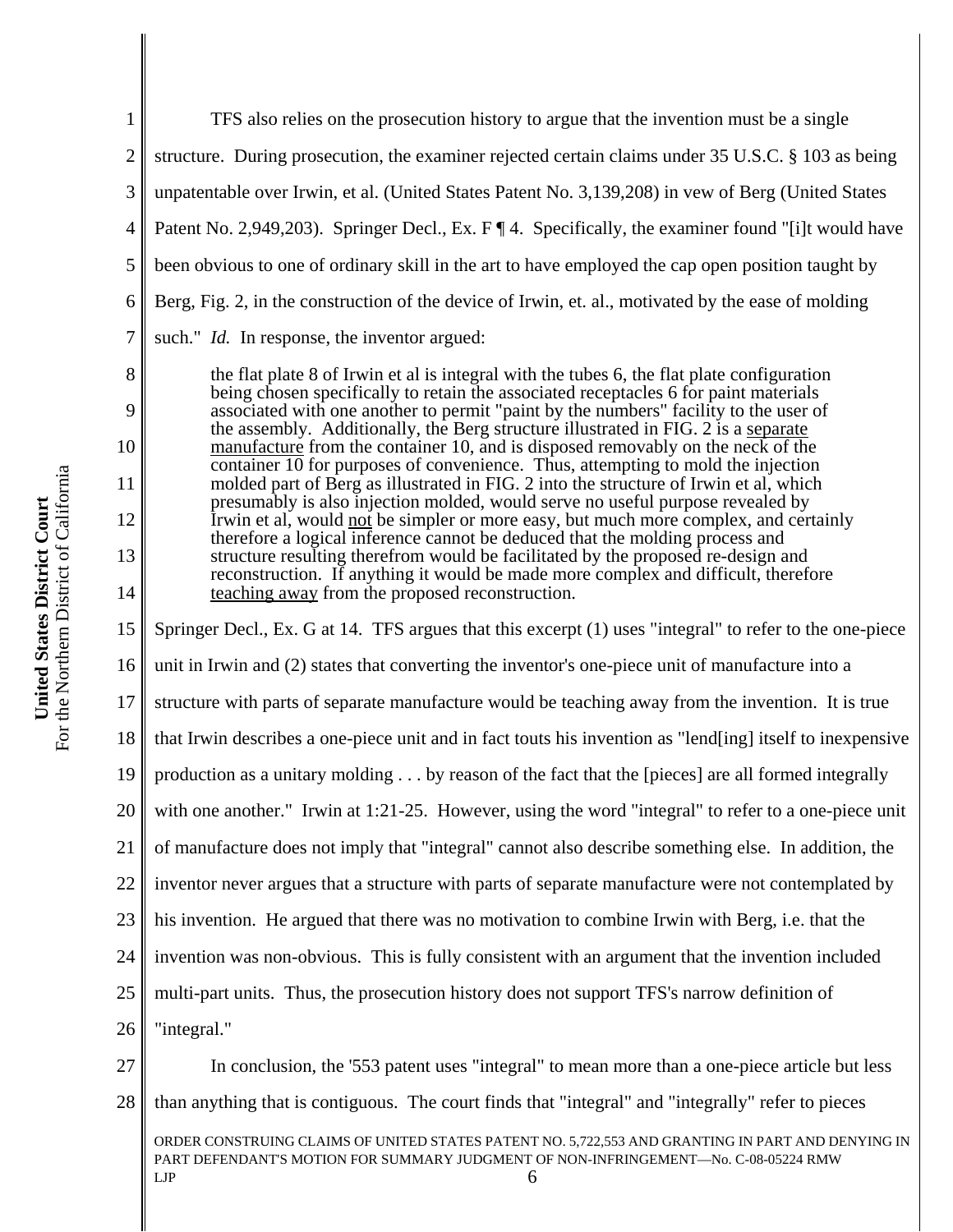TFS also relies on the prosecution history to argue that the invention must be a single structure. During prosecution, the examiner rejected certain claims under 35 U.S.C. § 103 as being unpatentable over Irwin, et al. (United States Patent No. 3,139,208) in vew of Berg (United States Patent No. 2,949,203). Springer Decl., Ex. F ¶ 4. Specifically, the examiner found "[i]t would have been obvious to one of ordinary skill in the art to have employed the cap open position taught by Berg, Fig. 2, in the construction of the device of Irwin, et. al., motivated by the ease of molding such." *Id.* In response, the inventor argued:

> the flat plate 8 of Irwin et al is integral with the tubes 6, the flat plate configuration being chosen specifically to retain the associated receptacles 6 for paint materials associated with one another to permit "paint by the numbers" facility to the user of the assembly. Additionally, the Berg structure illustrated in FIG. 2 is a <u>separate manufacture</u> from the container 10, and is disposed removably on the neck of the container 10 for purposes of convenience. Thus, attempting to mold the injection molded part of Berg as illustrated in FIG. 2 into the structure of Irwin et al, which presumably is also injection molded, would serve no useful purpose revealed by Irwin et al, would <u>not</u> be simpler or more easy, but much more complex, and certainly therefore a logical inference cannot be deduced that the molding process and structure resulting therefrom would be facilitated by the proposed re-design and reconstruction. If anything it would be made more complex and difficult, therefore <u>teaching away</u> from the proposed reconstruction.

Springer Decl., Ex. G at 14. TFS argues that this excerpt (1) uses "integral" to refer to the one-piece unit in Irwin and (2) states that converting the inventor's one-piece unit of manufacture into a structure with parts of separate manufacture would be teaching away from the invention. It is true that Irwin describes a one-piece unit and in fact touts his invention as "lend[ing] itself to inexpensive production as a unitary molding . . . by reason of the fact that the [pieces] are all formed integrally with one another." Irwin at 1:21-25. However, using the word "integral" to refer to a one-piece unit of manufacture does not imply that "integral" cannot also describe something else. In addition, the inventor never argues that a structure with parts of separate manufacture were not contemplated by his invention. He argued that there was no motivation to combine Irwin with Berg, i.e. that the invention was non-obvious. This is fully consistent with an argument that the invention included multi-part units. Thus, the prosecution history does not support TFS's narrow definition of "integral."

In conclusion, the '553 patent uses "integral" to mean more than a one-piece article but less than anything that is contiguous. The court finds that "integral" and "integrally" refer to pieces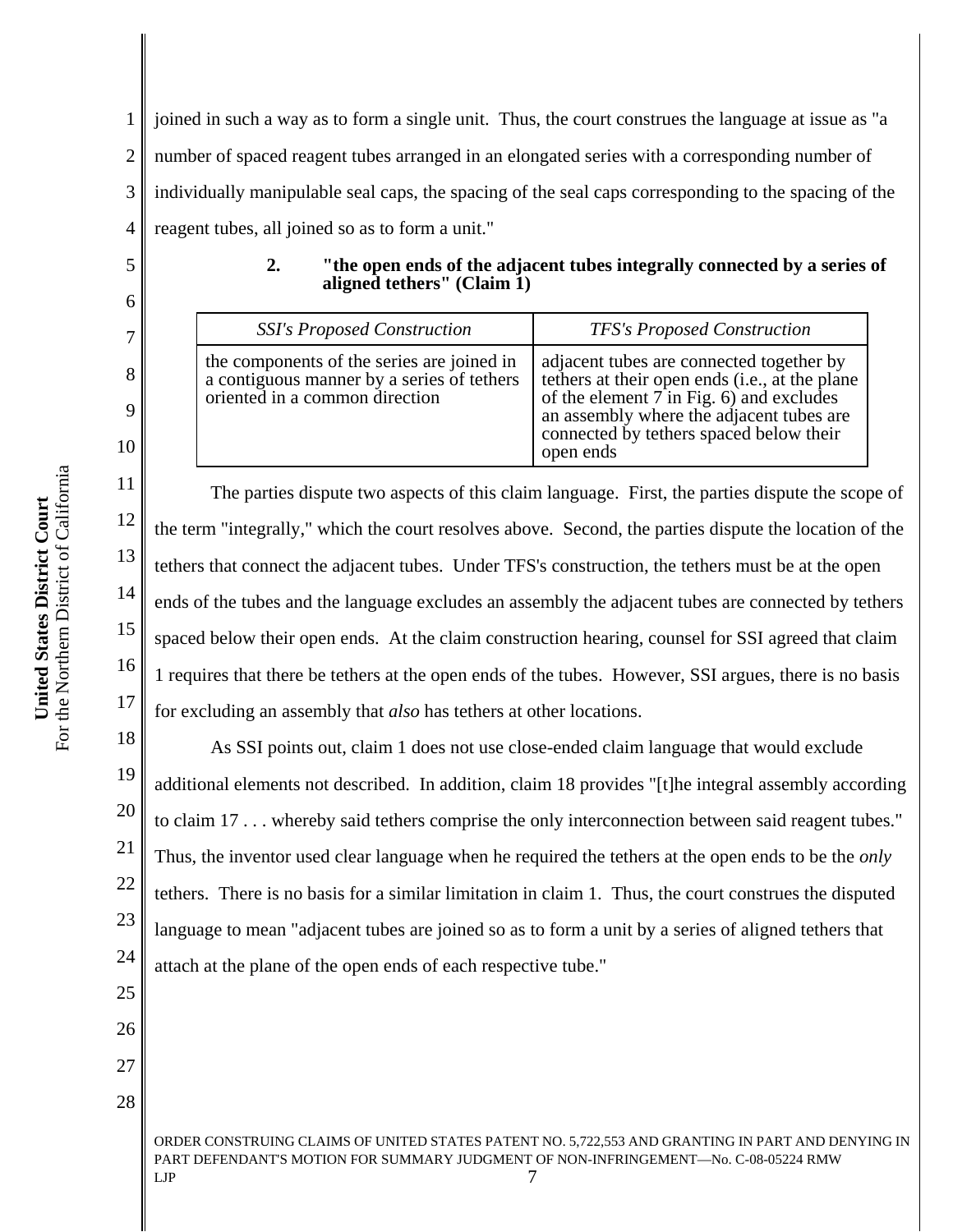joined in such a way as to form a single unit. Thus, the court construes the language at issue as "a number of spaced reagent tubes arranged in an elongated series with a corresponding number of individually manipulable seal caps, the spacing of the seal caps corresponding to the spacing of the reagent tubes, all joined so as to form a unit."

**2. "the open ends of the adjacent tubes integrally connected by a series of aligned tethers" (Claim 1)**

| *SSI's Proposed Construction* | *TFS's Proposed Construction* |
| --- | --- |
| the components of the series are joined in a contiguous manner by a series of tethers oriented in a common direction | adjacent tubes are connected together by tethers at their open ends (i.e., at the plane of the element 7 in Fig. 6) and excludes an assembly where the adjacent tubes are connected by tethers spaced below their open ends |

The parties dispute two aspects of this claim language. First, the parties dispute the scope of the term "integrally," which the court resolves above. Second, the parties dispute the location of the tethers that connect the adjacent tubes. Under TFS's construction, the tethers must be at the open ends of the tubes and the language excludes an assembly the adjacent tubes are connected by tethers spaced below their open ends. At the claim construction hearing, counsel for SSI agreed that claim 1 requires that there be tethers at the open ends of the tubes. However, SSI argues, there is no basis for excluding an assembly that *also* has tethers at other locations.

As SSI points out, claim 1 does not use close-ended claim language that would exclude additional elements not described. In addition, claim 18 provides "[t]he integral assembly according to claim 17 . . . whereby said tethers comprise the only interconnection between said reagent tubes." Thus, the inventor used clear language when he required the tethers at the open ends to be the *only* tethers. There is no basis for a similar limitation in claim 1. Thus, the court construes the disputed language to mean "adjacent tubes are joined so as to form a unit by a series of aligned tethers that attach at the plane of the open ends of each respective tube."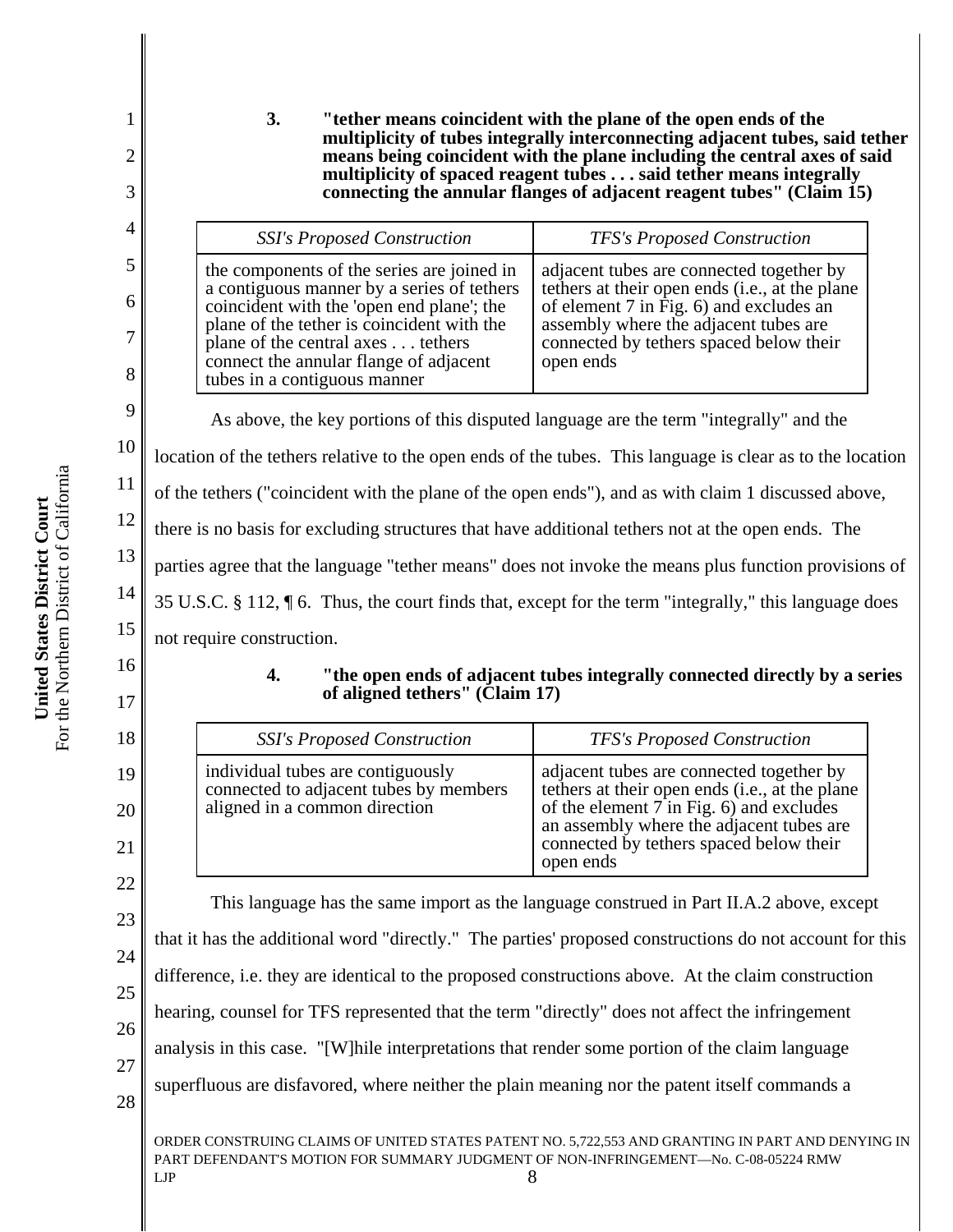**3. "tether means coincident with the plane of the open ends of the multiplicity of tubes integrally interconnecting adjacent tubes, said tether means being coincident with the plane including the central axes of said multiplicity of spaced reagent tubes . . . said tether means integrally connecting the annular flanges of adjacent reagent tubes" (Claim 15)**

| *SSI's Proposed Construction* | *TFS's Proposed Construction* |
|---|---|
| the components of the series are joined in a contiguous manner by a series of tethers coincident with the 'open end plane'; the plane of the tether is coincident with the plane of the central axes . . . tethers connect the annular flange of adjacent tubes in a contiguous manner | adjacent tubes are connected together by tethers at their open ends (i.e., at the plane of element 7 in Fig. 6) and excludes an assembly where the adjacent tubes are connected by tethers spaced below their open ends |

As above, the key portions of this disputed language are the term "integrally" and the location of the tethers relative to the open ends of the tubes. This language is clear as to the location of the tethers ("coincident with the plane of the open ends"), and as with claim 1 discussed above, there is no basis for excluding structures that have additional tethers not at the open ends. The parties agree that the language "tether means" does not invoke the means plus function provisions of 35 U.S.C. § 112, ¶ 6. Thus, the court finds that, except for the term "integrally," this language does not require construction.

**4. "the open ends of adjacent tubes integrally connected directly by a series of aligned tethers" (Claim 17)**

| *SSI's Proposed Construction* | *TFS's Proposed Construction* |
|---|---|
| individual tubes are contiguously connected to adjacent tubes by members aligned in a common direction | adjacent tubes are connected together by tethers at their open ends (i.e., at the plane of the element 7 in Fig. 6) and excludes an assembly where the adjacent tubes are connected by tethers spaced below their open ends |

This language has the same import as the language construed in Part II.A.2 above, except that it has the additional word "directly." The parties' proposed constructions do not account for this difference, i.e. they are identical to the proposed constructions above. At the claim construction hearing, counsel for TFS represented that the term "directly" does not affect the infringement analysis in this case. "[W]hile interpretations that render some portion of the claim language superfluous are disfavored, where neither the plain meaning nor the patent itself commands a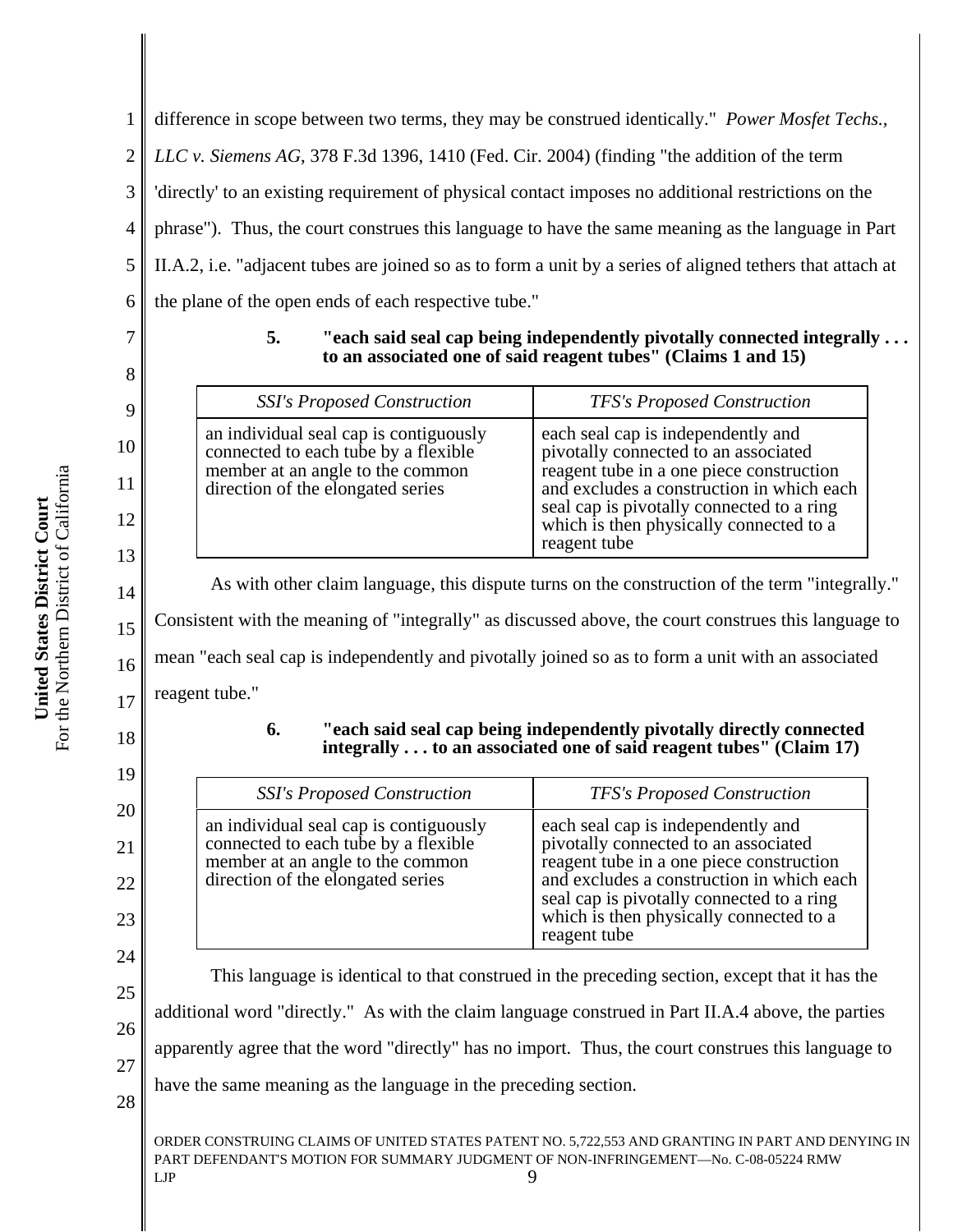difference in scope between two terms, they may be construed identically." *Power Mosfet Techs., LLC v. Siemens AG*, 378 F.3d 1396, 1410 (Fed. Cir. 2004) (finding "the addition of the term 'directly' to an existing requirement of physical contact imposes no additional restrictions on the phrase"). Thus, the court construes this language to have the same meaning as the language in Part II.A.2, i.e. "adjacent tubes are joined so as to form a unit by a series of aligned tethers that attach at the plane of the open ends of each respective tube."

**5. "each said seal cap being independently pivotally connected integrally . . . to an associated one of said reagent tubes" (Claims 1 and 15)**

| *SSI's Proposed Construction* | *TFS's Proposed Construction* |
|---|---|
| an individual seal cap is contiguously connected to each tube by a flexible member at an angle to the common direction of the elongated series | each seal cap is independently and pivotally connected to an associated reagent tube in a one piece construction and excludes a construction in which each seal cap is pivotally connected to a ring which is then physically connected to a reagent tube |

As with other claim language, this dispute turns on the construction of the term "integrally." Consistent with the meaning of "integrally" as discussed above, the court construes this language to mean "each seal cap is independently and pivotally joined so as to form a unit with an associated reagent tube."

**6. "each said seal cap being independently pivotally directly connected integrally . . . to an associated one of said reagent tubes" (Claim 17)**

| *SSI's Proposed Construction* | *TFS's Proposed Construction* |
|---|---|
| an individual seal cap is contiguously connected to each tube by a flexible member at an angle to the common direction of the elongated series | each seal cap is independently and pivotally connected to an associated reagent tube in a one piece construction and excludes a construction in which each seal cap is pivotally connected to a ring which is then physically connected to a reagent tube |

This language is identical to that construed in the preceding section, except that it has the additional word "directly." As with the claim language construed in Part II.A.4 above, the parties apparently agree that the word "directly" has no import. Thus, the court construes this language to have the same meaning as the language in the preceding section.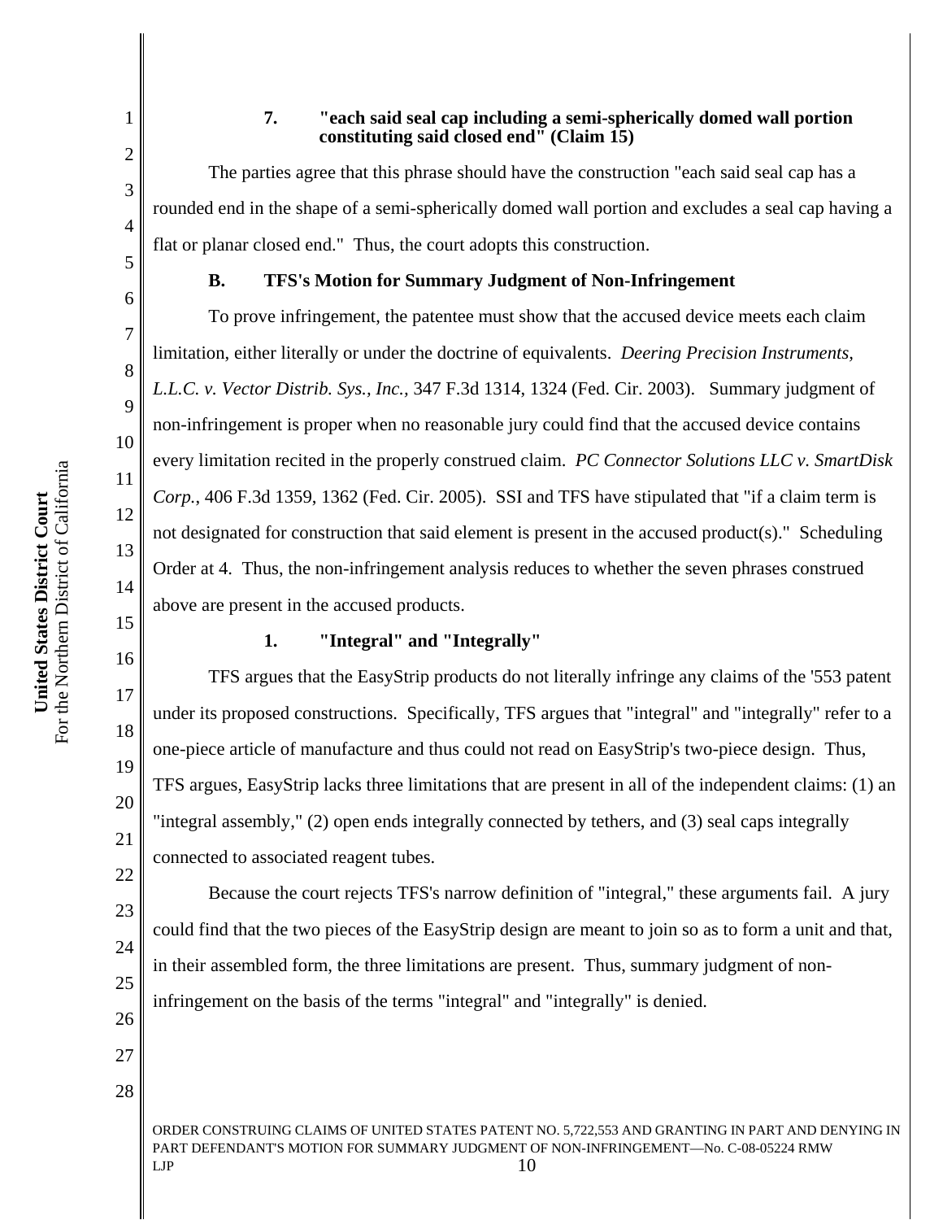#### 7. "each said seal cap including a semi-spherically domed wall portion constituting said closed end" (Claim 15)

The parties agree that this phrase should have the construction "each said seal cap has a rounded end in the shape of a semi-spherically domed wall portion and excludes a seal cap having a flat or planar closed end." Thus, the court adopts this construction.

### B. TFS's Motion for Summary Judgment of Non-Infringement

To prove infringement, the patentee must show that the accused device meets each claim limitation, either literally or under the doctrine of equivalents. *Deering Precision Instruments, L.L.C. v. Vector Distrib. Sys., Inc.*, 347 F.3d 1314, 1324 (Fed. Cir. 2003). Summary judgment of non-infringement is proper when no reasonable jury could find that the accused device contains every limitation recited in the properly construed claim. *PC Connector Solutions LLC v. SmartDisk Corp.*, 406 F.3d 1359, 1362 (Fed. Cir. 2005). SSI and TFS have stipulated that "if a claim term is not designated for construction that said element is present in the accused product(s)." Scheduling Order at 4. Thus, the non-infringement analysis reduces to whether the seven phrases construed above are present in the accused products.

#### 1. "Integral" and "Integrally"

TFS argues that the EasyStrip products do not literally infringe any claims of the '553 patent under its proposed constructions. Specifically, TFS argues that "integral" and "integrally" refer to a one-piece article of manufacture and thus could not read on EasyStrip's two-piece design. Thus, TFS argues, EasyStrip lacks three limitations that are present in all of the independent claims: (1) an "integral assembly," (2) open ends integrally connected by tethers, and (3) seal caps integrally connected to associated reagent tubes.

Because the court rejects TFS's narrow definition of "integral," these arguments fail. A jury could find that the two pieces of the EasyStrip design are meant to join so as to form a unit and that, in their assembled form, the three limitations are present. Thus, summary judgment of non-infringement on the basis of the terms "integral" and "integrally" is denied.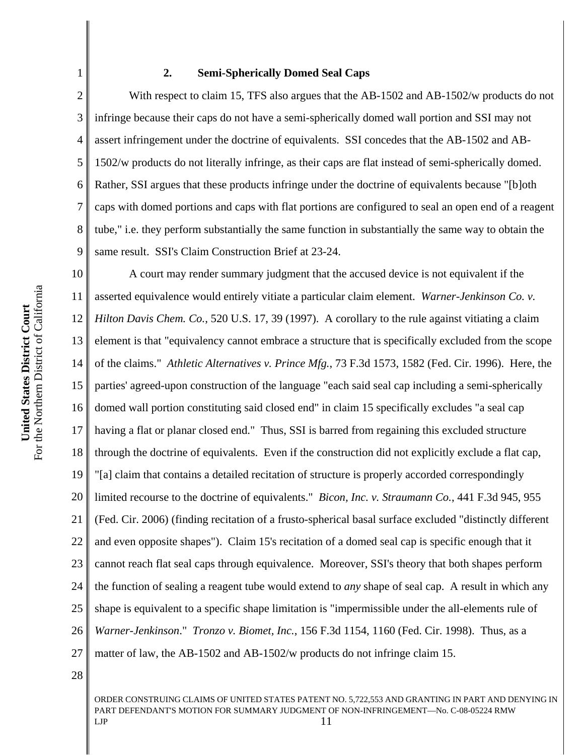### 2. Semi-Spherically Domed Seal Caps

With respect to claim 15, TFS also argues that the AB-1502 and AB-1502/w products do not infringe because their caps do not have a semi-spherically domed wall portion and SSI may not assert infringement under the doctrine of equivalents. SSI concedes that the AB-1502 and AB-1502/w products do not literally infringe, as their caps are flat instead of semi-spherically domed. Rather, SSI argues that these products infringe under the doctrine of equivalents because "[b]oth caps with domed portions and caps with flat portions are configured to seal an open end of a reagent tube," i.e. they perform substantially the same function in substantially the same way to obtain the same result. SSI's Claim Construction Brief at 23-24.

A court may render summary judgment that the accused device is not equivalent if the asserted equivalence would entirely vitiate a particular claim element. *Warner-Jenkinson Co. v. Hilton Davis Chem. Co.*, 520 U.S. 17, 39 (1997). A corollary to the rule against vitiating a claim element is that "equivalency cannot embrace a structure that is specifically excluded from the scope of the claims." *Athletic Alternatives v. Prince Mfg.*, 73 F.3d 1573, 1582 (Fed. Cir. 1996). Here, the parties' agreed-upon construction of the language "each said seal cap including a semi-spherically domed wall portion constituting said closed end" in claim 15 specifically excludes "a seal cap having a flat or planar closed end." Thus, SSI is barred from regaining this excluded structure through the doctrine of equivalents. Even if the construction did not explicitly exclude a flat cap, "[a] claim that contains a detailed recitation of structure is properly accorded correspondingly limited recourse to the doctrine of equivalents." *Bicon, Inc. v. Straumann Co.*, 441 F.3d 945, 955 (Fed. Cir. 2006) (finding recitation of a frusto-spherical basal surface excluded "distinctly different and even opposite shapes"). Claim 15's recitation of a domed seal cap is specific enough that it cannot reach flat seal caps through equivalence. Moreover, SSI's theory that both shapes perform the function of sealing a reagent tube would extend to *any* shape of seal cap. A result in which any shape is equivalent to a specific shape limitation is "impermissible under the all-elements rule of *Warner-Jenkinson*." *Tronzo v. Biomet, Inc.*, 156 F.3d 1154, 1160 (Fed. Cir. 1998). Thus, as a matter of law, the AB-1502 and AB-1502/w products do not infringe claim 15.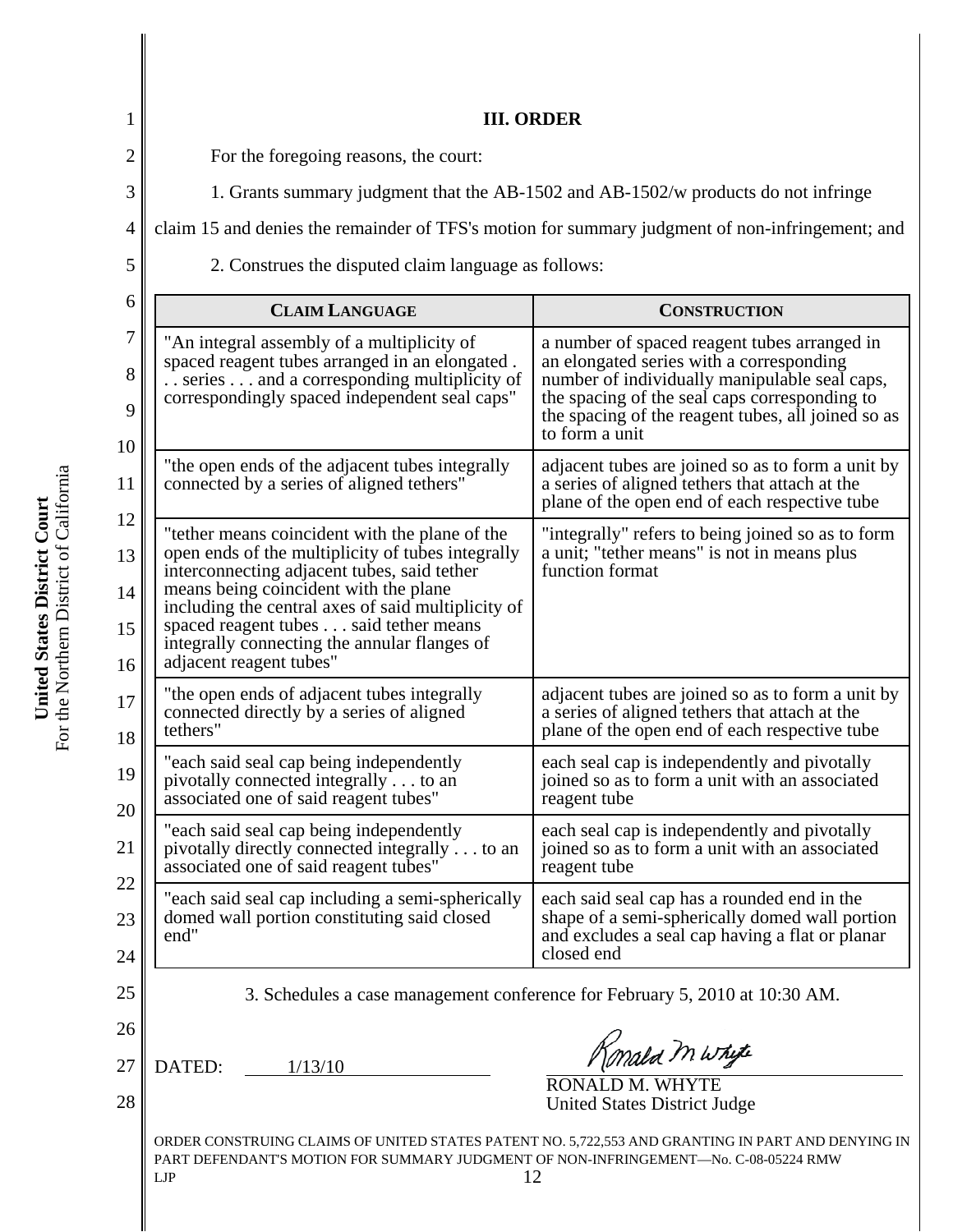## III. ORDER

For the foregoing reasons, the court:

1. Grants summary judgment that the AB-1502 and AB-1502/w products do not infringe claim 15 and denies the remainder of TFS's motion for summary judgment of non-infringement; and

2. Construes the disputed claim language as follows:

| CLAIM LANGUAGE | CONSTRUCTION |
| --- | --- |
| "An integral assembly of a multiplicity of spaced reagent tubes arranged in an elongated . . . series . . . and a corresponding multiplicity of correspondingly spaced independent seal caps" | a number of spaced reagent tubes arranged in an elongated series with a corresponding number of individually manipulable seal caps, the spacing of the seal caps corresponding to the spacing of the reagent tubes, all joined so as to form a unit |
| "the open ends of the adjacent tubes integrally connected by a series of aligned tethers" | adjacent tubes are joined so as to form a unit by a series of aligned tethers that attach at the plane of the open end of each respective tube |
| "tether means coincident with the plane of the open ends of the multiplicity of tubes integrally interconnecting adjacent tubes, said tether means being coincident with the plane including the central axes of said multiplicity of spaced reagent tubes . . . said tether means integrally connecting the annular flanges of adjacent reagent tubes" | "integrally" refers to being joined so as to form a unit; "tether means" is not in means plus function format |
| "the open ends of adjacent tubes integrally connected directly by a series of aligned tethers" | adjacent tubes are joined so as to form a unit by a series of aligned tethers that attach at the plane of the open end of each respective tube |
| "each said seal cap being independently pivotally connected integrally . . . to an associated one of said reagent tubes" | each seal cap is independently and pivotally joined so as to form a unit with an associated reagent tube |
| "each said seal cap being independently pivotally directly connected integrally . . . to an associated one of said reagent tubes" | each seal cap is independently and pivotally joined so as to form a unit with an associated reagent tube |
| "each said seal cap including a semi-spherically domed wall portion constituting said closed end" | each said seal cap has a rounded end in the shape of a semi-spherically domed wall portion and excludes a seal cap having a flat or planar closed end |

3. Schedules a case management conference for February 5, 2010 at 10:30 AM.

DATED: 1/13/10

RONALD M. WHYTE
United States District Judge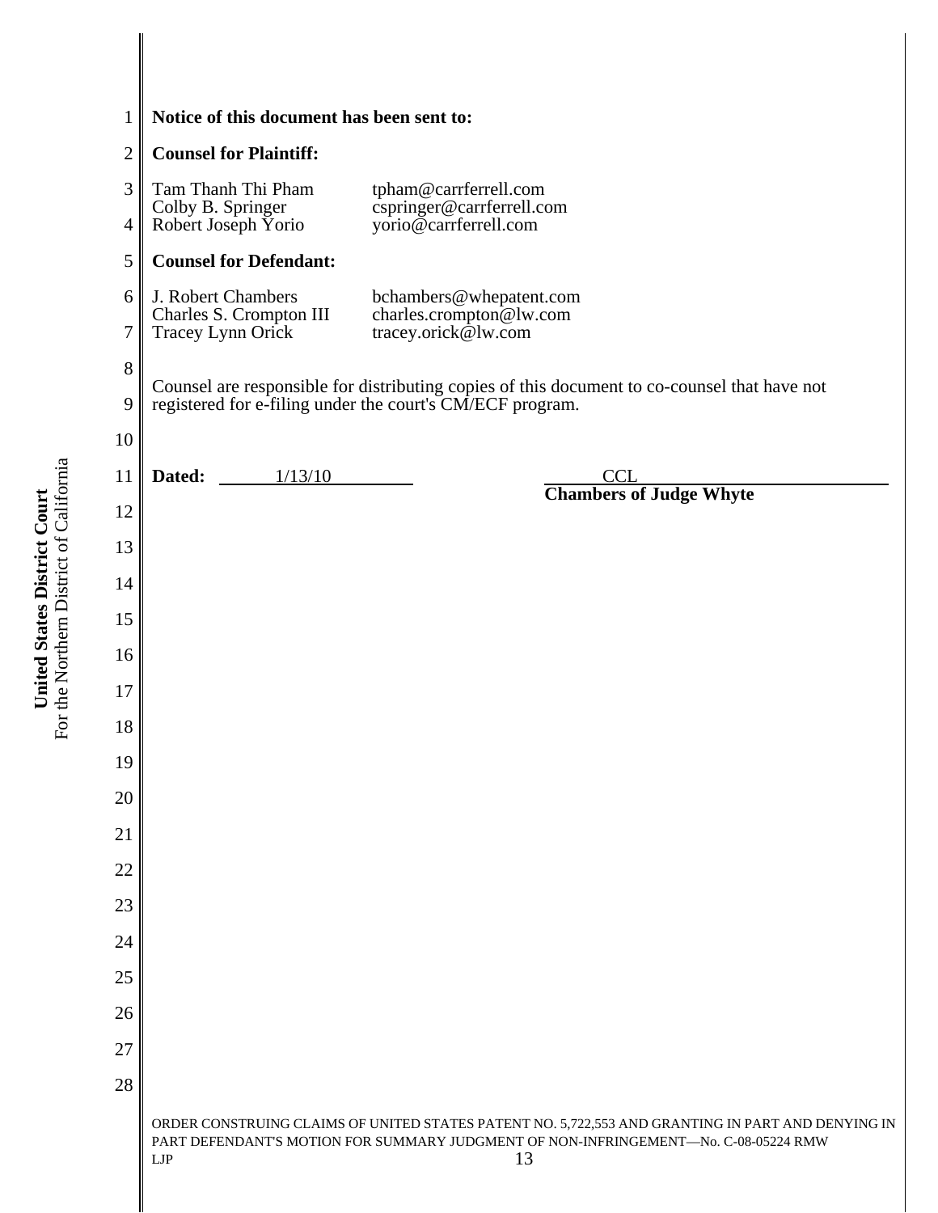**Notice of this document has been sent to:**

**Counsel for Plaintiff:**

| | |
|---|---|
| Tam Thanh Thi Pham | tpham@carrferrell.com |
| Colby B. Springer | cspringer@carrferrell.com |
| Robert Joseph Yorio | yorio@carrferrell.com |

**Counsel for Defendant:**

| | |
|---|---|
| J. Robert Chambers | bchambers@whepatent.com |
| Charles S. Crompton III | charles.crompton@lw.com |
| Tracey Lynn Orick | tracey.orick@lw.com |

Counsel are responsible for distributing copies of this document to co-counsel that have not registered for e-filing under the court's CM/ECF program.

**Dated:** 1/13/10

CCL
**Chambers of Judge Whyte**

ORDER CONSTRUING CLAIMS OF UNITED STATES PATENT NO. 5,722,553 AND GRANTING IN PART AND DENYING IN PART DEFENDANT'S MOTION FOR SUMMARY JUDGMENT OF NON-INFRINGEMENT—No. C-08-05224 RMW
LJP